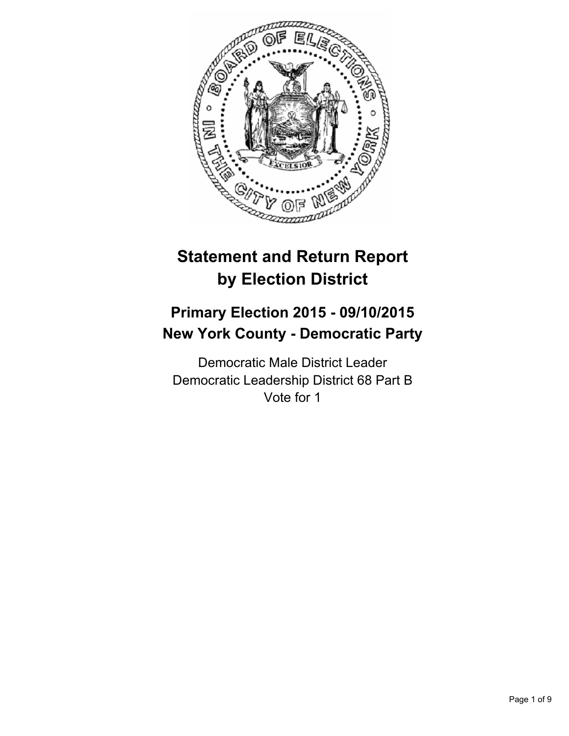# Statement and Return Report by Election District

## Primary Election 2015 - 09/10/2015
## New York County - Democratic Party

Democratic Male District Leader
Democratic Leadership District 68 Part B
Vote for 1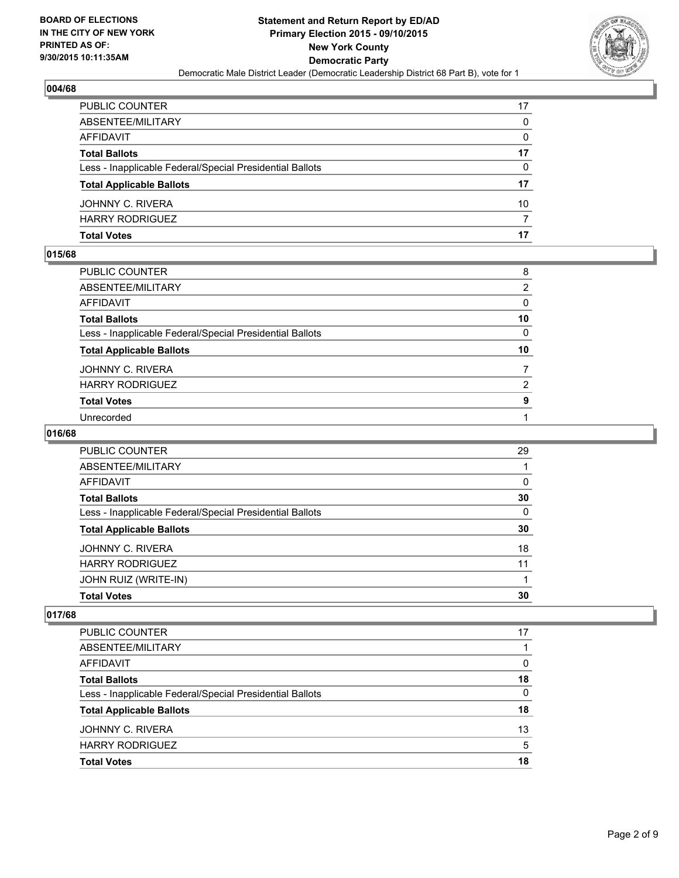**Statement and Return Report by ED/AD**
**Primary Election 2015 - 09/10/2015**
**New York County**
**Democratic Party**
Democratic Male District Leader (Democratic Leadership District 68 Part B), vote for 1

BOARD OF ELECTIONS
IN THE CITY OF NEW YORK
PRINTED AS OF:
9/30/2015 10:11:35AM

### 004/68

| | |
|---|---|
| PUBLIC COUNTER | 17 |
| ABSENTEE/MILITARY | 0 |
| AFFIDAVIT | 0 |
| **Total Ballots** | **17** |
| Less - Inapplicable Federal/Special Presidential Ballots | 0 |
| **Total Applicable Ballots** | **17** |
| JOHNNY C. RIVERA | 10 |
| HARRY RODRIGUEZ | 7 |
| **Total Votes** | **17** |

### 015/68

| | |
|---|---|
| PUBLIC COUNTER | 8 |
| ABSENTEE/MILITARY | 2 |
| AFFIDAVIT | 0 |
| **Total Ballots** | **10** |
| Less - Inapplicable Federal/Special Presidential Ballots | 0 |
| **Total Applicable Ballots** | **10** |
| JOHNNY C. RIVERA | 7 |
| HARRY RODRIGUEZ | 2 |
| **Total Votes** | **9** |
| Unrecorded | 1 |

### 016/68

| | |
|---|---|
| PUBLIC COUNTER | 29 |
| ABSENTEE/MILITARY | 1 |
| AFFIDAVIT | 0 |
| **Total Ballots** | **30** |
| Less - Inapplicable Federal/Special Presidential Ballots | 0 |
| **Total Applicable Ballots** | **30** |
| JOHNNY C. RIVERA | 18 |
| HARRY RODRIGUEZ | 11 |
| JOHN RUIZ (WRITE-IN) | 1 |
| **Total Votes** | **30** |

### 017/68

| | |
|---|---|
| PUBLIC COUNTER | 17 |
| ABSENTEE/MILITARY | 1 |
| AFFIDAVIT | 0 |
| **Total Ballots** | **18** |
| Less - Inapplicable Federal/Special Presidential Ballots | 0 |
| **Total Applicable Ballots** | **18** |
| JOHNNY C. RIVERA | 13 |
| HARRY RODRIGUEZ | 5 |
| **Total Votes** | **18** |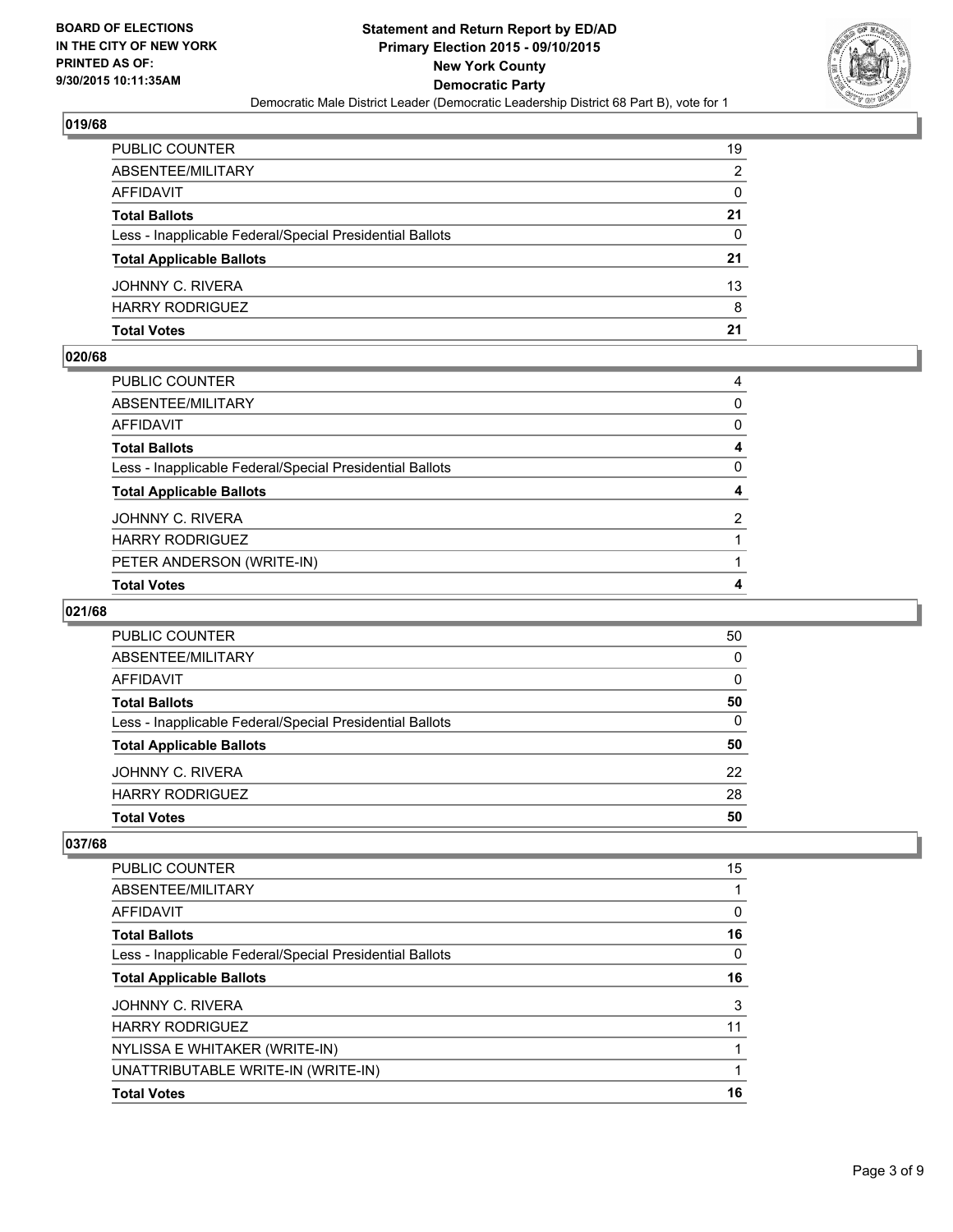BOARD OF ELECTIONS
IN THE CITY OF NEW YORK
PRINTED AS OF:
9/30/2015 10:11:35AM

**Statement and Return Report by ED/AD**
**Primary Election 2015 - 09/10/2015**
**New York County**
**Democratic Party**
Democratic Male District Leader (Democratic Leadership District 68 Part B), vote for 1

### 019/68

| | |
|---|---|
| PUBLIC COUNTER | 19 |
| ABSENTEE/MILITARY | 2 |
| AFFIDAVIT | 0 |
| **Total Ballots** | **21** |
| Less - Inapplicable Federal/Special Presidential Ballots | 0 |
| **Total Applicable Ballots** | **21** |
| JOHNNY C. RIVERA | 13 |
| HARRY RODRIGUEZ | 8 |
| **Total Votes** | **21** |

### 020/68

| | |
|---|---|
| PUBLIC COUNTER | 4 |
| ABSENTEE/MILITARY | 0 |
| AFFIDAVIT | 0 |
| **Total Ballots** | **4** |
| Less - Inapplicable Federal/Special Presidential Ballots | 0 |
| **Total Applicable Ballots** | **4** |
| JOHNNY C. RIVERA | 2 |
| HARRY RODRIGUEZ | 1 |
| PETER ANDERSON (WRITE-IN) | 1 |
| **Total Votes** | **4** |

### 021/68

| | |
|---|---|
| PUBLIC COUNTER | 50 |
| ABSENTEE/MILITARY | 0 |
| AFFIDAVIT | 0 |
| **Total Ballots** | **50** |
| Less - Inapplicable Federal/Special Presidential Ballots | 0 |
| **Total Applicable Ballots** | **50** |
| JOHNNY C. RIVERA | 22 |
| HARRY RODRIGUEZ | 28 |
| **Total Votes** | **50** |

### 037/68

| | |
|---|---|
| PUBLIC COUNTER | 15 |
| ABSENTEE/MILITARY | 1 |
| AFFIDAVIT | 0 |
| **Total Ballots** | **16** |
| Less - Inapplicable Federal/Special Presidential Ballots | 0 |
| **Total Applicable Ballots** | **16** |
| JOHNNY C. RIVERA | 3 |
| HARRY RODRIGUEZ | 11 |
| NYLISSA E WHITAKER (WRITE-IN) | 1 |
| UNATTRIBUTABLE WRITE-IN (WRITE-IN) | 1 |
| **Total Votes** | **16** |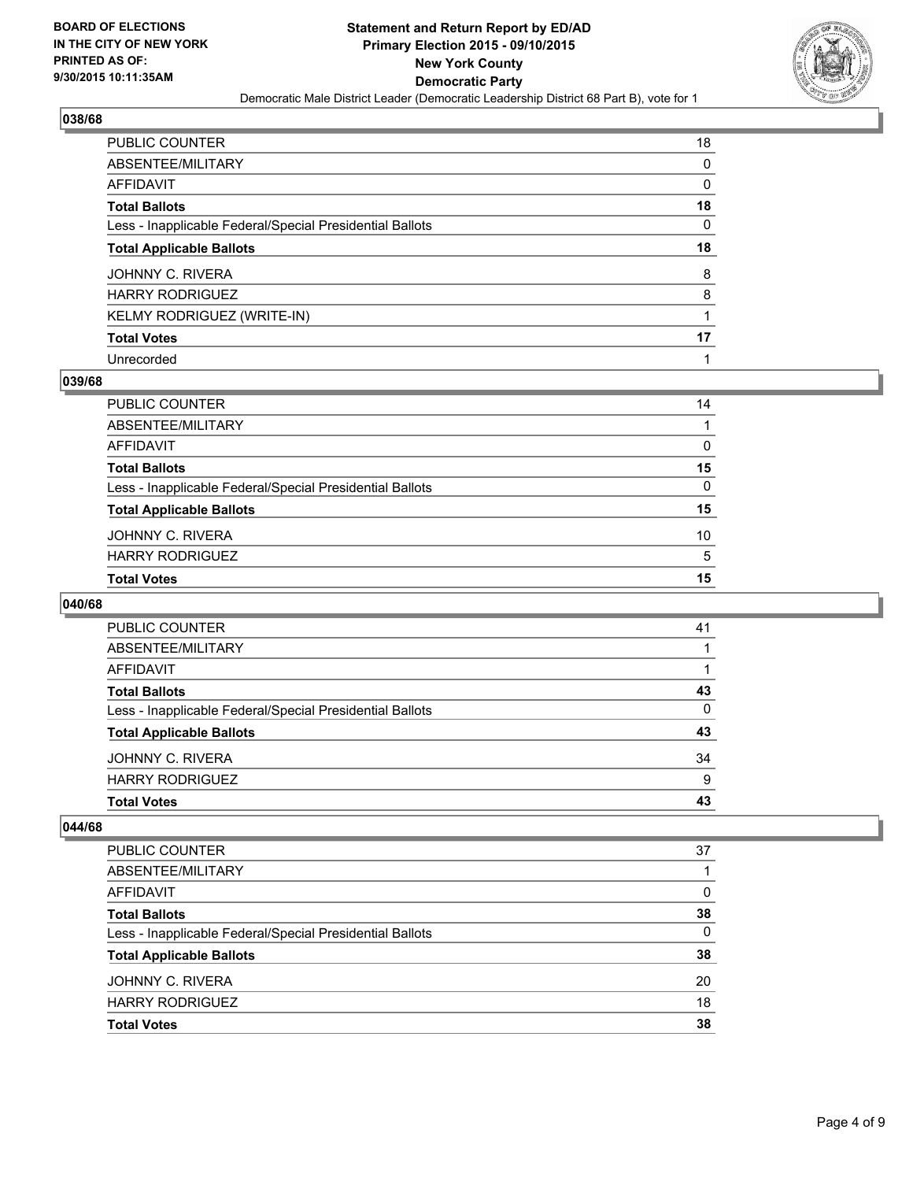**Statement and Return Report by ED/AD**
**Primary Election 2015 - 09/10/2015**
**New York County**
**Democratic Party**
Democratic Male District Leader (Democratic Leadership District 68 Part B), vote for 1

BOARD OF ELECTIONS
IN THE CITY OF NEW YORK
PRINTED AS OF:
9/30/2015 10:11:35AM

### 038/68

| | |
|---|---|
| PUBLIC COUNTER | 18 |
| ABSENTEE/MILITARY | 0 |
| AFFIDAVIT | 0 |
| **Total Ballots** | **18** |
| Less - Inapplicable Federal/Special Presidential Ballots | 0 |
| **Total Applicable Ballots** | **18** |
| JOHNNY C. RIVERA | 8 |
| HARRY RODRIGUEZ | 8 |
| KELMY RODRIGUEZ (WRITE-IN) | 1 |
| **Total Votes** | **17** |
| Unrecorded | 1 |

### 039/68

| | |
|---|---|
| PUBLIC COUNTER | 14 |
| ABSENTEE/MILITARY | 1 |
| AFFIDAVIT | 0 |
| **Total Ballots** | **15** |
| Less - Inapplicable Federal/Special Presidential Ballots | 0 |
| **Total Applicable Ballots** | **15** |
| JOHNNY C. RIVERA | 10 |
| HARRY RODRIGUEZ | 5 |
| **Total Votes** | **15** |

### 040/68

| | |
|---|---|
| PUBLIC COUNTER | 41 |
| ABSENTEE/MILITARY | 1 |
| AFFIDAVIT | 1 |
| **Total Ballots** | **43** |
| Less - Inapplicable Federal/Special Presidential Ballots | 0 |
| **Total Applicable Ballots** | **43** |
| JOHNNY C. RIVERA | 34 |
| HARRY RODRIGUEZ | 9 |
| **Total Votes** | **43** |

### 044/68

| | |
|---|---|
| PUBLIC COUNTER | 37 |
| ABSENTEE/MILITARY | 1 |
| AFFIDAVIT | 0 |
| **Total Ballots** | **38** |
| Less - Inapplicable Federal/Special Presidential Ballots | 0 |
| **Total Applicable Ballots** | **38** |
| JOHNNY C. RIVERA | 20 |
| HARRY RODRIGUEZ | 18 |
| **Total Votes** | **38** |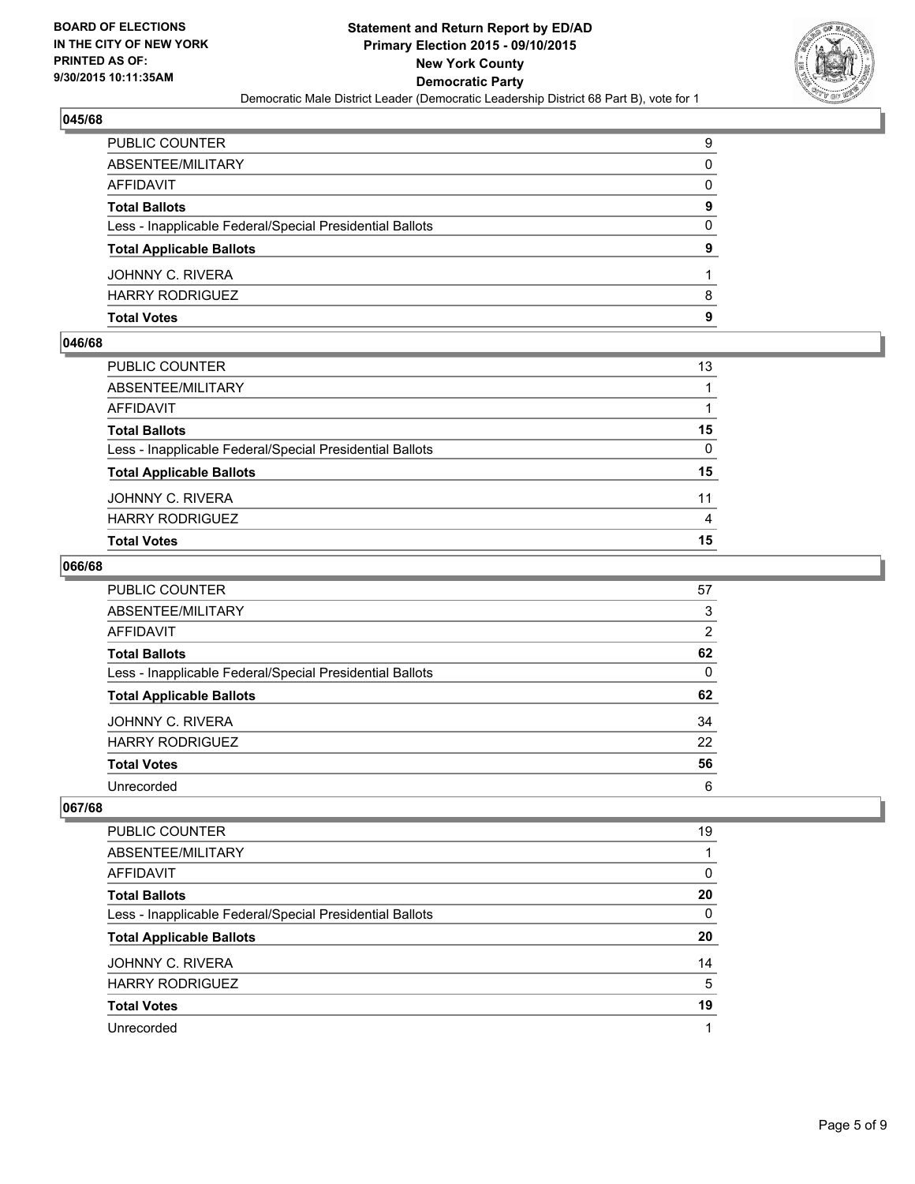**BOARD OF ELECTIONS IN THE CITY OF NEW YORK PRINTED AS OF: 9/30/2015 10:11:35AM**

**Statement and Return Report by ED/AD Primary Election 2015 - 09/10/2015 New York County Democratic Party**

Democratic Male District Leader (Democratic Leadership District 68 Part B), vote for 1

## 045/68

| | |
|---|---|
| PUBLIC COUNTER | 9 |
| ABSENTEE/MILITARY | 0 |
| AFFIDAVIT | 0 |
| **Total Ballots** | **9** |
| Less - Inapplicable Federal/Special Presidential Ballots | 0 |
| **Total Applicable Ballots** | **9** |
| JOHNNY C. RIVERA | 1 |
| HARRY RODRIGUEZ | 8 |
| **Total Votes** | **9** |

## 046/68

| | |
|---|---|
| PUBLIC COUNTER | 13 |
| ABSENTEE/MILITARY | 1 |
| AFFIDAVIT | 1 |
| **Total Ballots** | **15** |
| Less - Inapplicable Federal/Special Presidential Ballots | 0 |
| **Total Applicable Ballots** | **15** |
| JOHNNY C. RIVERA | 11 |
| HARRY RODRIGUEZ | 4 |
| **Total Votes** | **15** |

## 066/68

| | |
|---|---|
| PUBLIC COUNTER | 57 |
| ABSENTEE/MILITARY | 3 |
| AFFIDAVIT | 2 |
| **Total Ballots** | **62** |
| Less - Inapplicable Federal/Special Presidential Ballots | 0 |
| **Total Applicable Ballots** | **62** |
| JOHNNY C. RIVERA | 34 |
| HARRY RODRIGUEZ | 22 |
| **Total Votes** | **56** |
| Unrecorded | 6 |

## 067/68

| | |
|---|---|
| PUBLIC COUNTER | 19 |
| ABSENTEE/MILITARY | 1 |
| AFFIDAVIT | 0 |
| **Total Ballots** | **20** |
| Less - Inapplicable Federal/Special Presidential Ballots | 0 |
| **Total Applicable Ballots** | **20** |
| JOHNNY C. RIVERA | 14 |
| HARRY RODRIGUEZ | 5 |
| **Total Votes** | **19** |
| Unrecorded | 1 |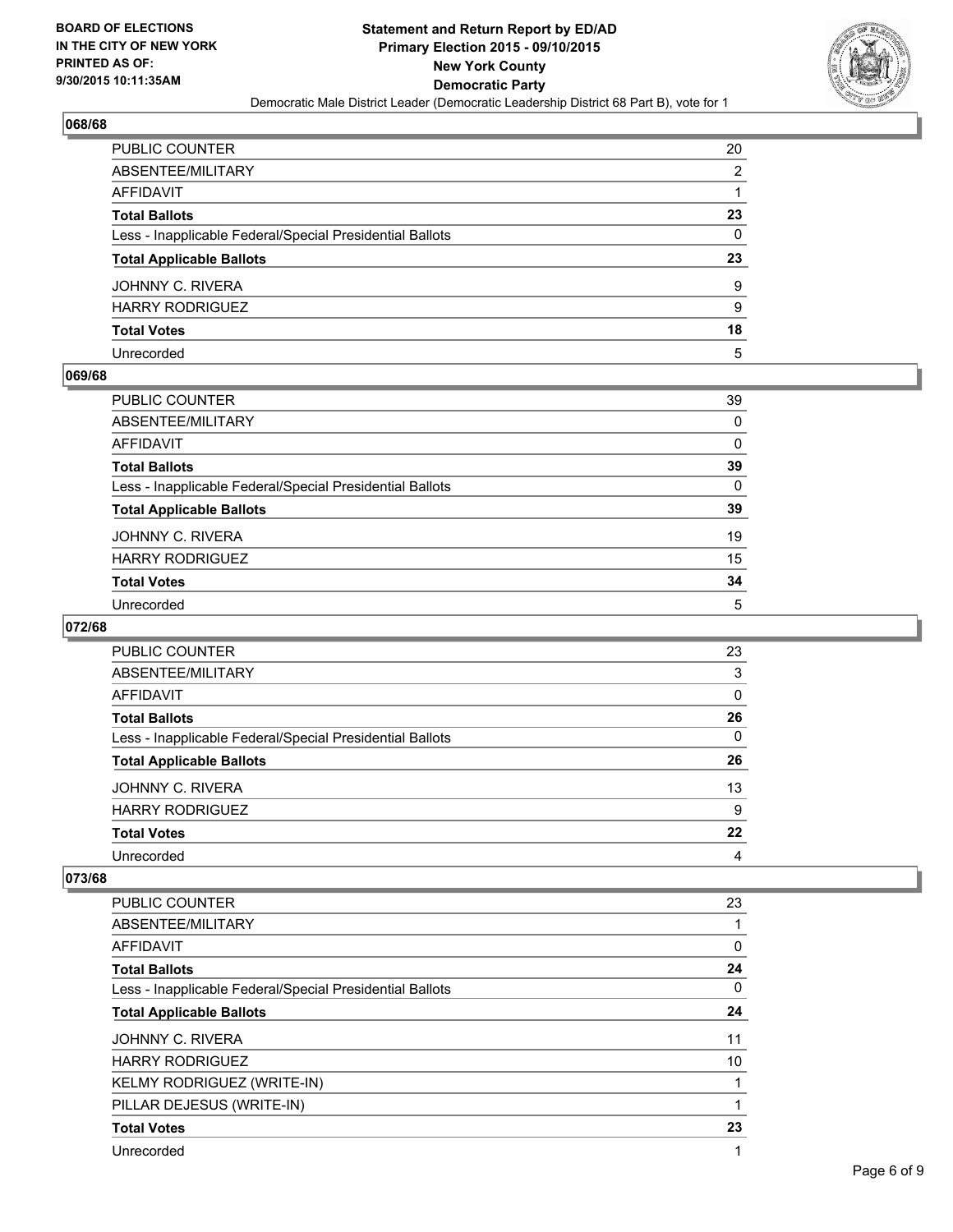**BOARD OF ELECTIONS IN THE CITY OF NEW YORK PRINTED AS OF: 9/30/2015 10:11:35AM**

# Statement and Return Report by ED/AD
## Primary Election 2015 - 09/10/2015
## New York County
## Democratic Party
### Democratic Male District Leader (Democratic Leadership District 68 Part B), vote for 1

### 068/68

| | |
|---|---|
| PUBLIC COUNTER | 20 |
| ABSENTEE/MILITARY | 2 |
| AFFIDAVIT | 1 |
| **Total Ballots** | **23** |
| Less - Inapplicable Federal/Special Presidential Ballots | 0 |
| **Total Applicable Ballots** | **23** |
| JOHNNY C. RIVERA | 9 |
| HARRY RODRIGUEZ | 9 |
| **Total Votes** | **18** |
| Unrecorded | 5 |

### 069/68

| | |
|---|---|
| PUBLIC COUNTER | 39 |
| ABSENTEE/MILITARY | 0 |
| AFFIDAVIT | 0 |
| **Total Ballots** | **39** |
| Less - Inapplicable Federal/Special Presidential Ballots | 0 |
| **Total Applicable Ballots** | **39** |
| JOHNNY C. RIVERA | 19 |
| HARRY RODRIGUEZ | 15 |
| **Total Votes** | **34** |
| Unrecorded | 5 |

### 072/68

| | |
|---|---|
| PUBLIC COUNTER | 23 |
| ABSENTEE/MILITARY | 3 |
| AFFIDAVIT | 0 |
| **Total Ballots** | **26** |
| Less - Inapplicable Federal/Special Presidential Ballots | 0 |
| **Total Applicable Ballots** | **26** |
| JOHNNY C. RIVERA | 13 |
| HARRY RODRIGUEZ | 9 |
| **Total Votes** | **22** |
| Unrecorded | 4 |

### 073/68

| | |
|---|---|
| PUBLIC COUNTER | 23 |
| ABSENTEE/MILITARY | 1 |
| AFFIDAVIT | 0 |
| **Total Ballots** | **24** |
| Less - Inapplicable Federal/Special Presidential Ballots | 0 |
| **Total Applicable Ballots** | **24** |
| JOHNNY C. RIVERA | 11 |
| HARRY RODRIGUEZ | 10 |
| KELMY RODRIGUEZ (WRITE-IN) | 1 |
| PILLAR DEJESUS (WRITE-IN) | 1 |
| **Total Votes** | **23** |
| Unrecorded | 1 |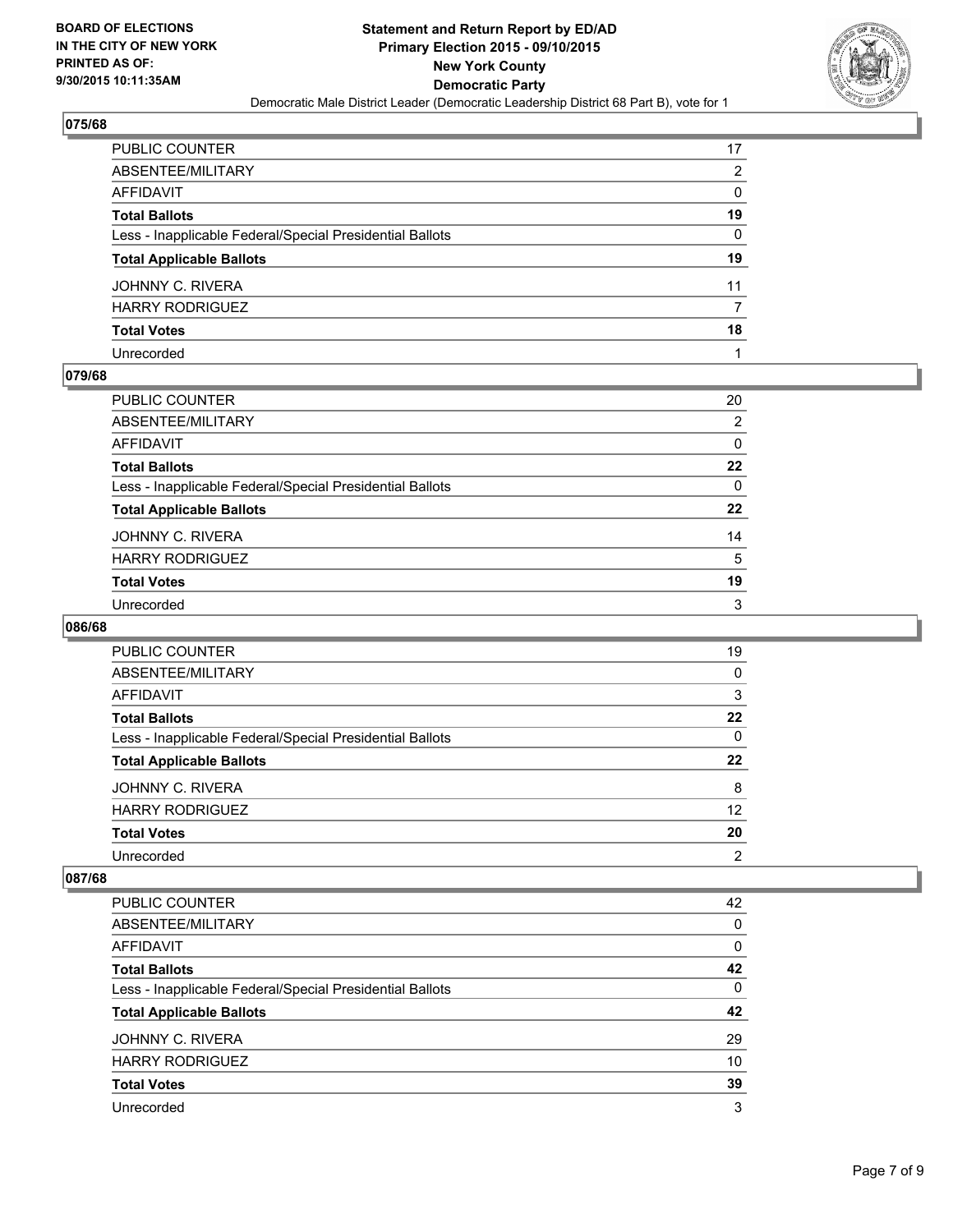### 075/68

| | |
|---|---|
| PUBLIC COUNTER | 17 |
| ABSENTEE/MILITARY | 2 |
| AFFIDAVIT | 0 |
| **Total Ballots** | **19** |
| Less - Inapplicable Federal/Special Presidential Ballots | 0 |
| **Total Applicable Ballots** | **19** |
| JOHNNY C. RIVERA | 11 |
| HARRY RODRIGUEZ | 7 |
| **Total Votes** | **18** |
| Unrecorded | 1 |

### 079/68

| | |
|---|---|
| PUBLIC COUNTER | 20 |
| ABSENTEE/MILITARY | 2 |
| AFFIDAVIT | 0 |
| **Total Ballots** | **22** |
| Less - Inapplicable Federal/Special Presidential Ballots | 0 |
| **Total Applicable Ballots** | **22** |
| JOHNNY C. RIVERA | 14 |
| HARRY RODRIGUEZ | 5 |
| **Total Votes** | **19** |
| Unrecorded | 3 |

### 086/68

| | |
|---|---|
| PUBLIC COUNTER | 19 |
| ABSENTEE/MILITARY | 0 |
| AFFIDAVIT | 3 |
| **Total Ballots** | **22** |
| Less - Inapplicable Federal/Special Presidential Ballots | 0 |
| **Total Applicable Ballots** | **22** |
| JOHNNY C. RIVERA | 8 |
| HARRY RODRIGUEZ | 12 |
| **Total Votes** | **20** |
| Unrecorded | 2 |

### 087/68

| | |
|---|---|
| PUBLIC COUNTER | 42 |
| ABSENTEE/MILITARY | 0 |
| AFFIDAVIT | 0 |
| **Total Ballots** | **42** |
| Less - Inapplicable Federal/Special Presidential Ballots | 0 |
| **Total Applicable Ballots** | **42** |
| JOHNNY C. RIVERA | 29 |
| HARRY RODRIGUEZ | 10 |
| **Total Votes** | **39** |
| Unrecorded | 3 |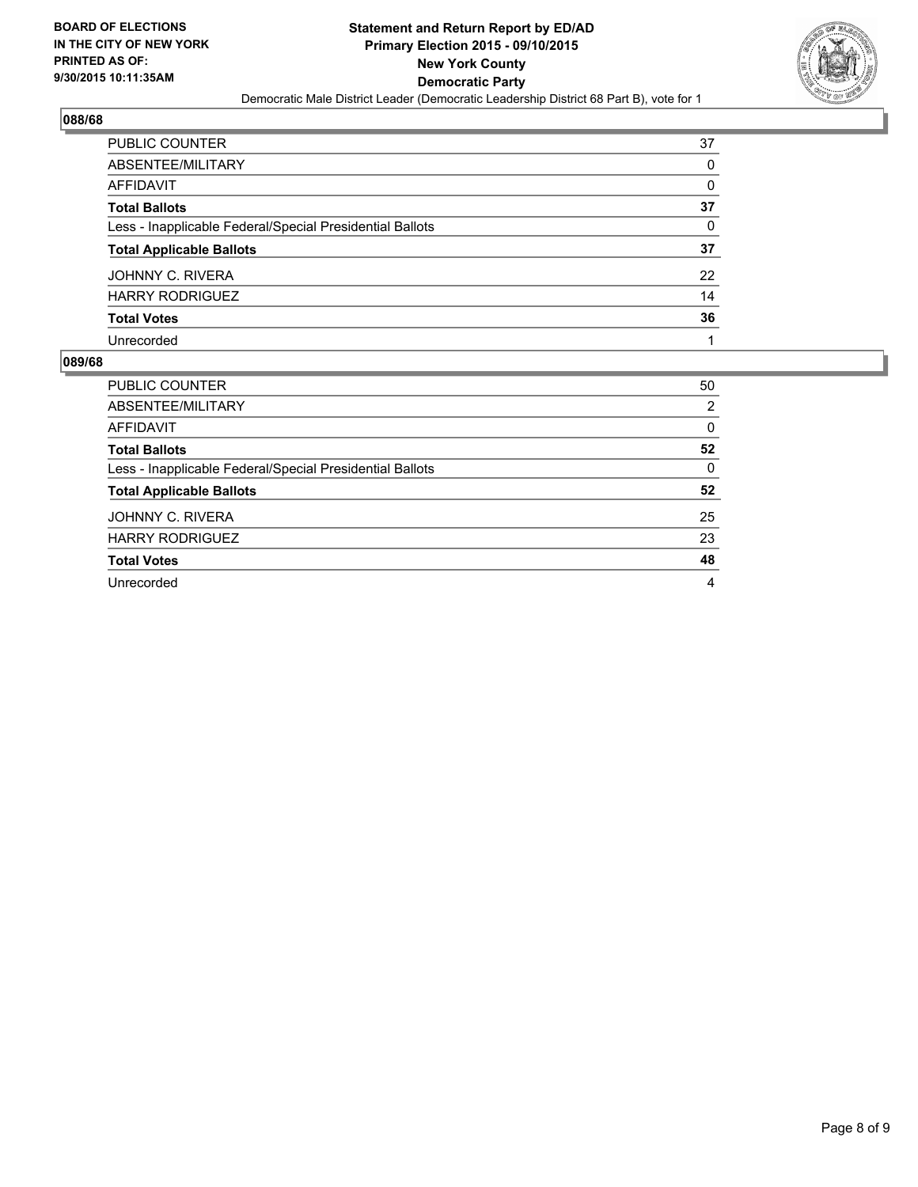**BOARD OF ELECTIONS IN THE CITY OF NEW YORK PRINTED AS OF: 9/30/2015 10:11:35AM**

**Statement and Return Report by ED/AD**
**Primary Election 2015 - 09/10/2015**
**New York County**
**Democratic Party**
Democratic Male District Leader (Democratic Leadership District 68 Part B), vote for 1

### 088/68

| | |
|---|---|
| PUBLIC COUNTER | 37 |
| ABSENTEE/MILITARY | 0 |
| AFFIDAVIT | 0 |
| **Total Ballots** | **37** |
| Less - Inapplicable Federal/Special Presidential Ballots | 0 |
| **Total Applicable Ballots** | **37** |
| JOHNNY C. RIVERA | 22 |
| HARRY RODRIGUEZ | 14 |
| **Total Votes** | **36** |
| Unrecorded | 1 |

### 089/68

| | |
|---|---|
| PUBLIC COUNTER | 50 |
| ABSENTEE/MILITARY | 2 |
| AFFIDAVIT | 0 |
| **Total Ballots** | **52** |
| Less - Inapplicable Federal/Special Presidential Ballots | 0 |
| **Total Applicable Ballots** | **52** |
| JOHNNY C. RIVERA | 25 |
| HARRY RODRIGUEZ | 23 |
| **Total Votes** | **48** |
| Unrecorded | 4 |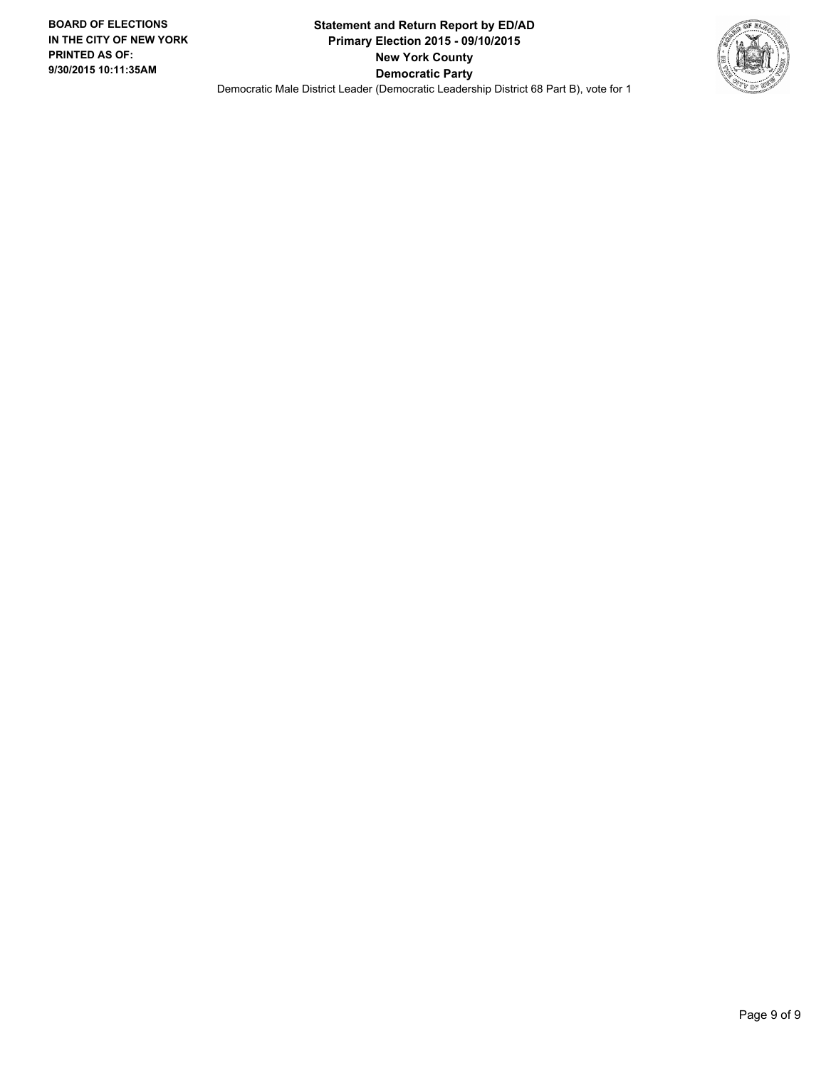**BOARD OF ELECTIONS IN THE CITY OF NEW YORK**
**PRINTED AS OF: 9/30/2015 10:11:35AM**

**Statement and Return Report by ED/AD**
**Primary Election 2015 - 09/10/2015**
**New York County**
**Democratic Party**

Democratic Male District Leader (Democratic Leadership District 68 Part B), vote for 1